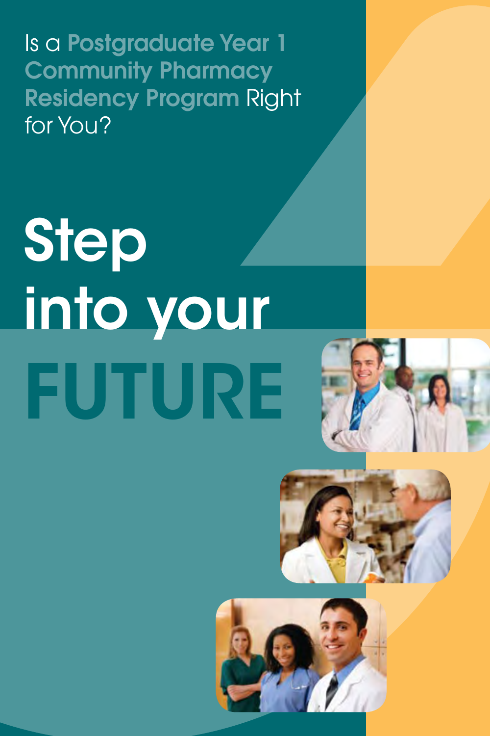Is a **Postgraduate Year 1 Community Pharmacy Residency Program** Right for You?

# Step into your FUTURE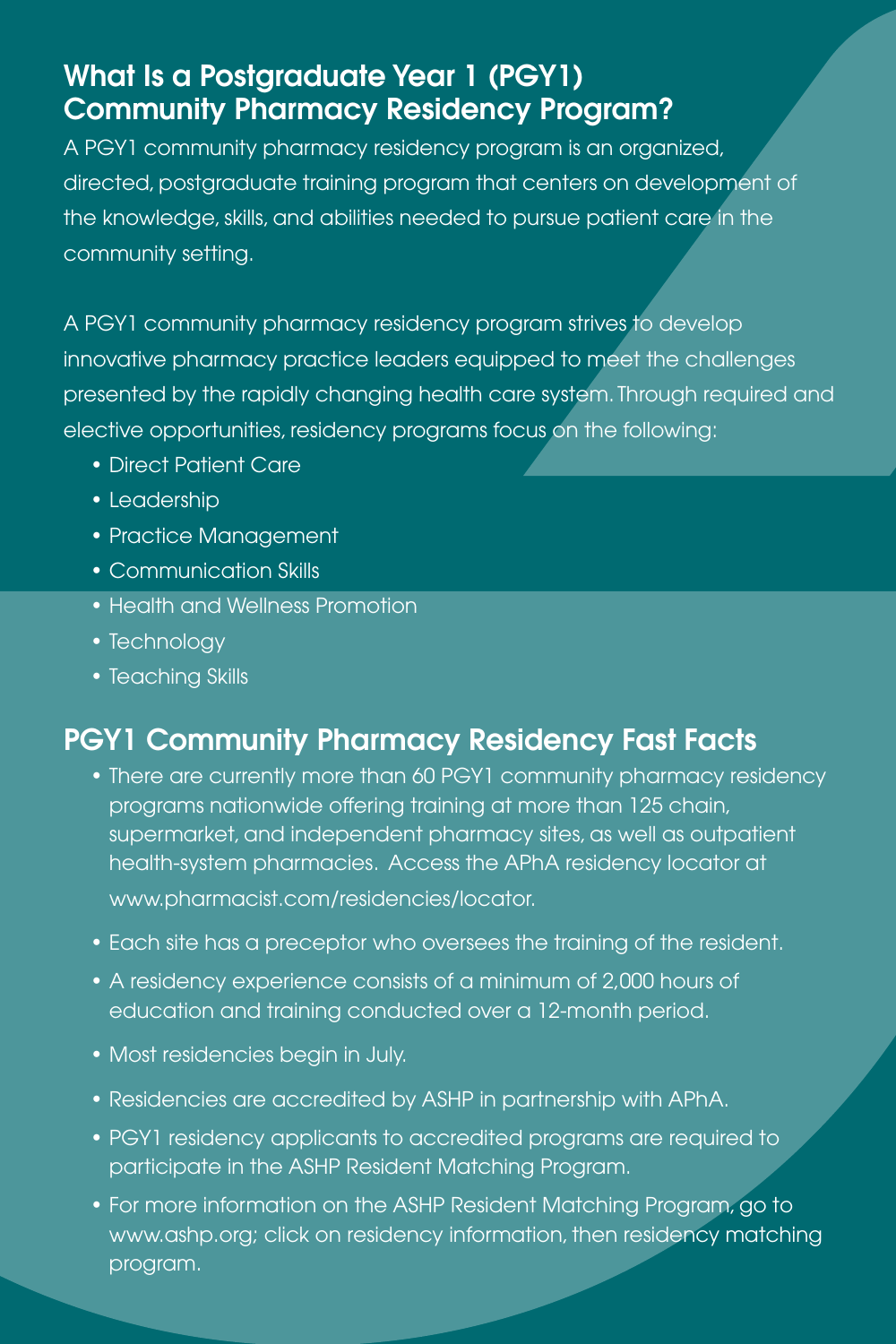## What Is a Postgraduate Year 1 (PGY1) Community Pharmacy Residency Program?

A PGY1 community pharmacy residency program is an organized, directed, postgraduate training program that centers on development of the knowledge, skills, and abilities needed to pursue patient care in the community setting.

A PGY1 community pharmacy residency program strives to develop innovative pharmacy practice leaders equipped to meet the challenges presented by the rapidly changing health care system. Through required and elective opportunities, residency programs focus on the following:

- Direct Patient Care
- Leadership
- Practice Management
- Communication Skills
- Health and Wellness Promotion
- Technology
- Teaching Skills

## PGY1 Community Pharmacy Residency Fast Facts

- There are currently more than 60 PGY1 community pharmacy residency programs nationwide offering training at more than 125 chain, supermarket, and independent pharmacy sites, as well as outpatient health-system pharmacies. Access the APhA residency locator at www.pharmacist.com/residencies/locator.
- Each site has a preceptor who oversees the training of the resident.
- A residency experience consists of a minimum of 2,000 hours of education and training conducted over a 12-month period.
- Most residencies begin in July.
- Residencies are accredited by ASHP in partnership with APhA.
- PGY1 residency applicants to accredited programs are required to participate in the ASHP Resident Matching Program.
- For more information on the ASHP Resident Matching Program, go to www.ashp.org; click on residency information, then residency matching program.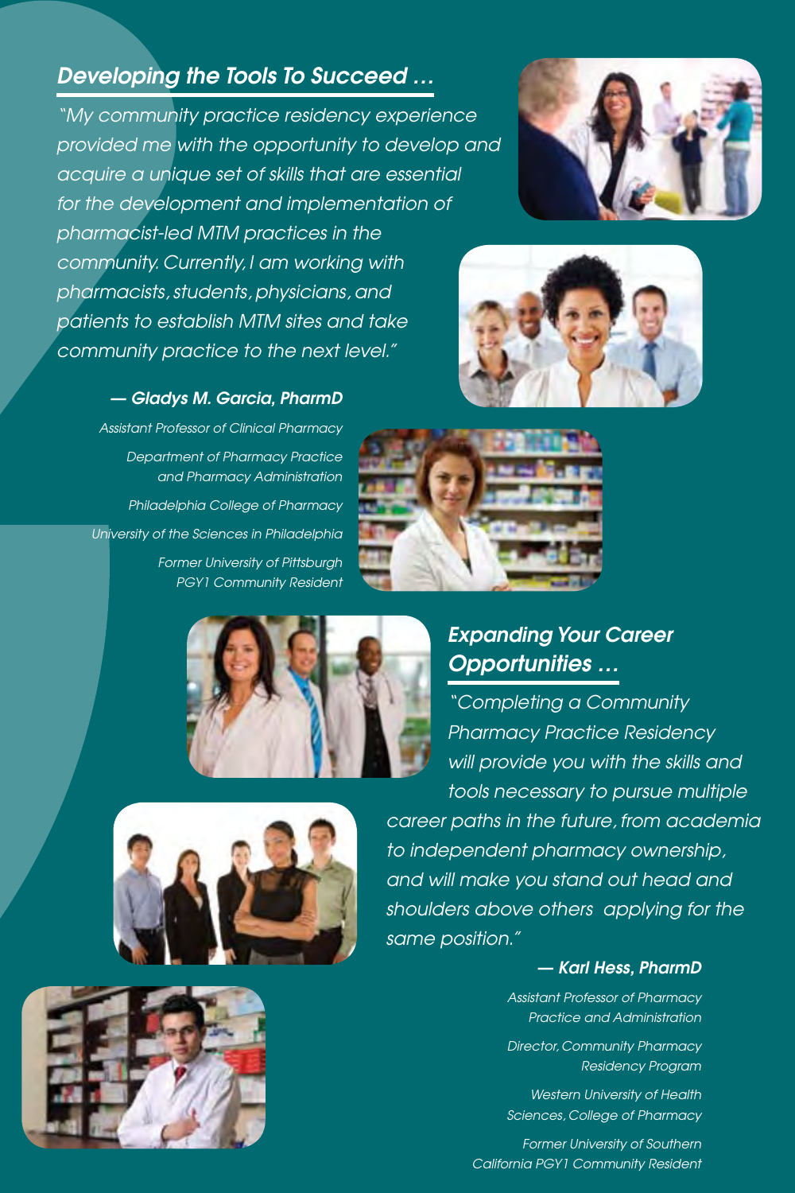## *Developing the Tools To Succeed …*

*"My community practice residency experience provided me with the opportunity to develop and acquire a unique set of skills that are essential for the development and implementation of pharmacist-led MTM practices in the community. Currently, I am working with pharmacists, students, physicians, and patients to establish MTM sites and take community practice to the next level."*

***— Gladys M. Garcia, PharmD***

*Assistant Professor of Clinical Pharmacy*

*Department of Pharmacy Practice and Pharmacy Administration*

*Philadelphia College of Pharmacy*

*University of the Sciences in Philadelphia*

*Former University of Pittsburgh PGY1 Community Resident*

## *Expanding Your Career Opportunities …*

*"Completing a Community Pharmacy Practice Residency will provide you with the skills and tools necessary to pursue multiple career paths in the future, from academia to independent pharmacy ownership, and will make you stand out head and shoulders above others applying for the same position."*

***— Karl Hess, PharmD***

*Assistant Professor of Pharmacy Practice and Administration*

*Director, Community Pharmacy Residency Program*

*Western University of Health Sciences, College of Pharmacy*

*Former University of Southern California PGY1 Community Resident*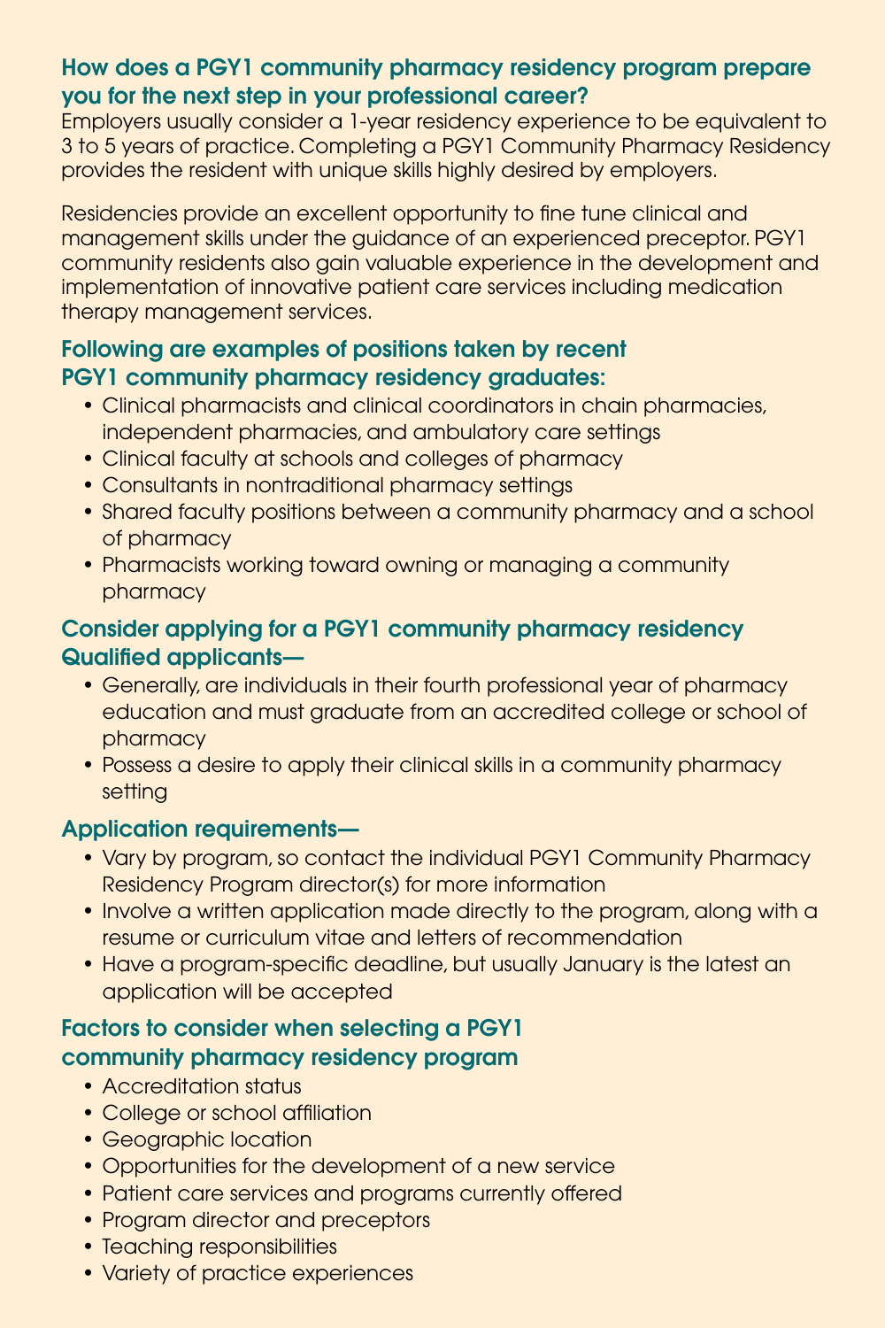## How does a PGY1 community pharmacy residency program prepare you for the next step in your professional career?

Employers usually consider a 1-year residency experience to be equivalent to 3 to 5 years of practice. Completing a PGY1 Community Pharmacy Residency provides the resident with unique skills highly desired by employers.

Residencies provide an excellent opportunity to fine tune clinical and management skills under the guidance of an experienced preceptor. PGY1 community residents also gain valuable experience in the development and implementation of innovative patient care services including medication therapy management services.

## Following are examples of positions taken by recent PGY1 community pharmacy residency graduates:

- Clinical pharmacists and clinical coordinators in chain pharmacies, independent pharmacies, and ambulatory care settings
- Clinical faculty at schools and colleges of pharmacy
- Consultants in nontraditional pharmacy settings
- Shared faculty positions between a community pharmacy and a school of pharmacy
- Pharmacists working toward owning or managing a community pharmacy

## Consider applying for a PGY1 community pharmacy residency

## Qualified applicants—

- Generally, are individuals in their fourth professional year of pharmacy education and must graduate from an accredited college or school of pharmacy
- Possess a desire to apply their clinical skills in a community pharmacy setting

## Application requirements—

- Vary by program, so contact the individual PGY1 Community Pharmacy Residency Program director(s) for more information
- Involve a written application made directly to the program, along with a resume or curriculum vitae and letters of recommendation
- Have a program-specific deadline, but usually January is the latest an application will be accepted

## Factors to consider when selecting a PGY1 community pharmacy residency program

- Accreditation status
- College or school affiliation
- Geographic location
- Opportunities for the development of a new service
- Patient care services and programs currently offered
- Program director and preceptors
- Teaching responsibilities
- Variety of practice experiences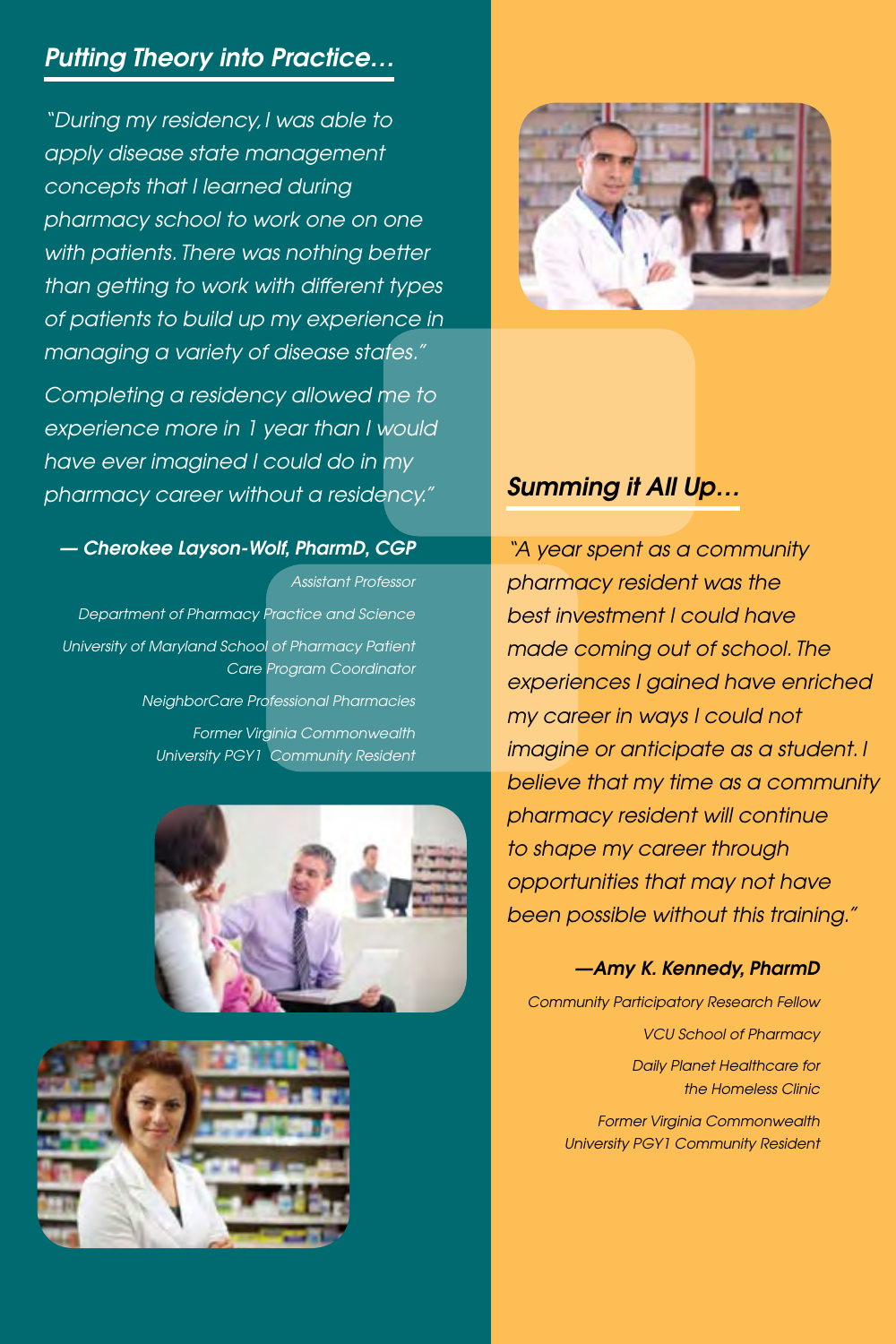## *Putting Theory into Practice…*

*"During my residency, I was able to apply disease state management concepts that I learned during pharmacy school to work one on one with patients. There was nothing better than getting to work with different types of patients to build up my experience in managing a variety of disease states."*

*Completing a residency allowed me to experience more in 1 year than I would have ever imagined I could do in my pharmacy career without a residency."*

***— Cherokee Layson-Wolf, PharmD, CGP***

*Assistant Professor*

*Department of Pharmacy Practice and Science*

*University of Maryland School of Pharmacy Patient Care Program Coordinator*

*NeighborCare Professional Pharmacies*

*Former Virginia Commonwealth University PGY1 Community Resident*

## *Summing it All Up…*

*"A year spent as a community pharmacy resident was the best investment I could have made coming out of school. The experiences I gained have enriched my career in ways I could not imagine or anticipate as a student. I believe that my time as a community pharmacy resident will continue to shape my career through opportunities that may not have been possible without this training."*

***—Amy K. Kennedy, PharmD***

*Community Participatory Research Fellow*

*VCU School of Pharmacy*

*Daily Planet Healthcare for the Homeless Clinic*

*Former Virginia Commonwealth University PGY1 Community Resident*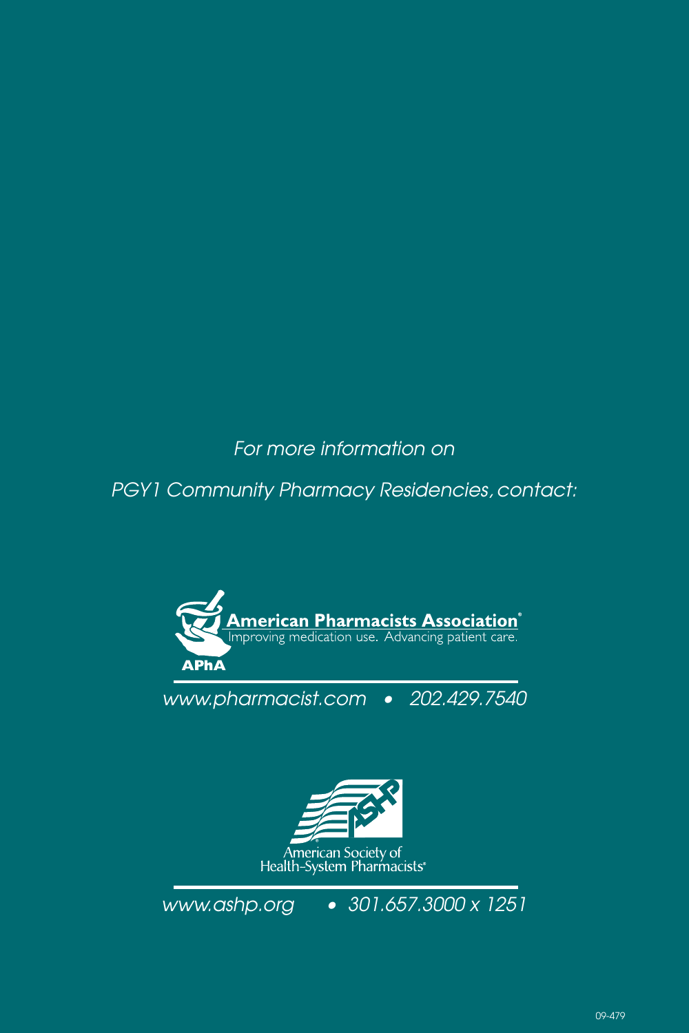*For more information on*

*PGY1 Community Pharmacy Residencies, contact:*

**American Pharmacists Association®**
Improving medication use. Advancing patient care.
APhA

*www.pharmacist.com • 202.429.7540*

ASHP
American Society of Health-System Pharmacists®

*www.ashp.org • 301.657.3000 x 1251*

09-479